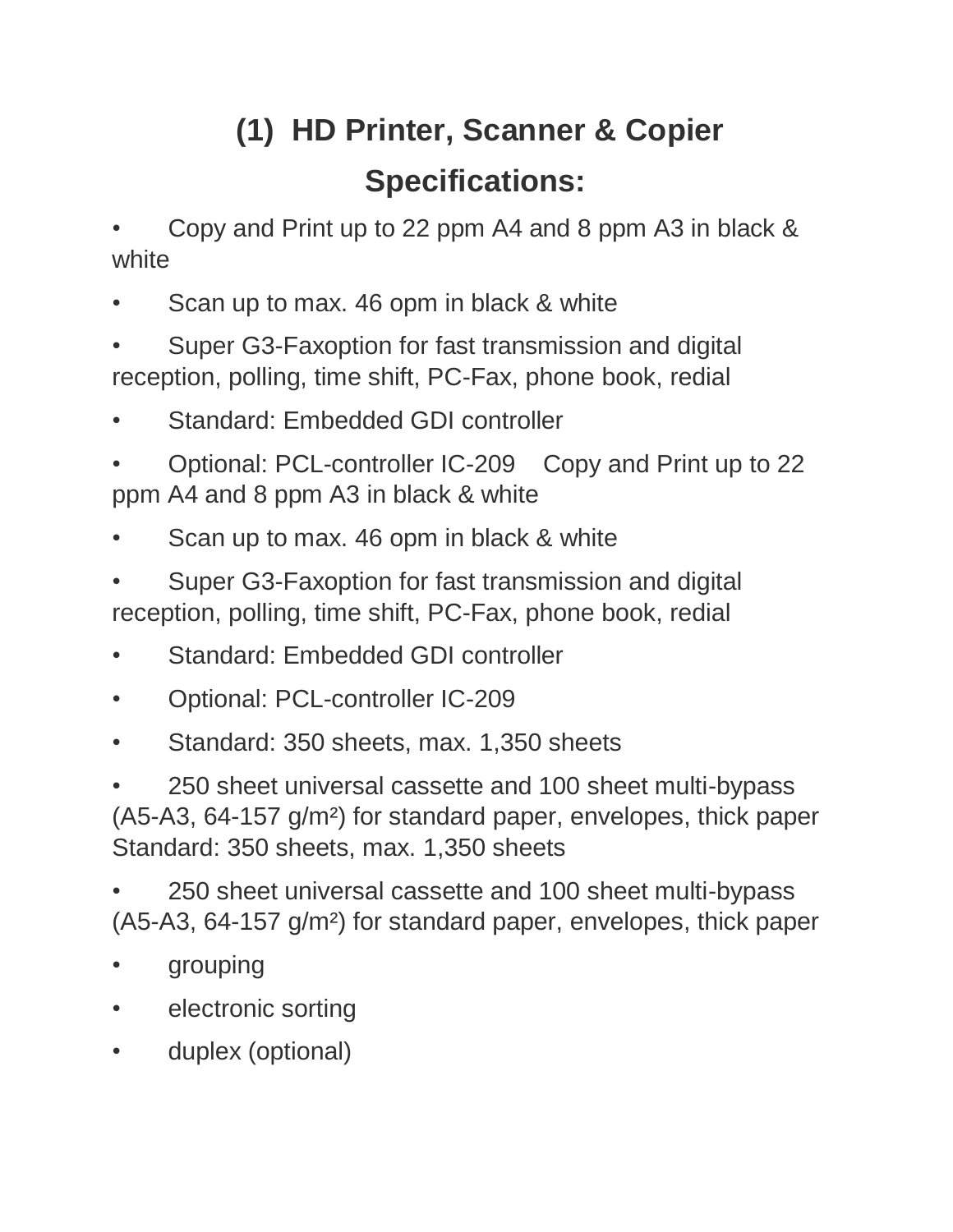# (1) HD Printer, Scanner & Copier

## Specifications:

- Copy and Print up to 22 ppm A4 and 8 ppm A3 in black & white
- Scan up to max. 46 opm in black & white
- Super G3-Faxoption for fast transmission and digital reception, polling, time shift, PC-Fax, phone book, redial
- Standard: Embedded GDI controller
- Optional: PCL-controller IC-209 Copy and Print up to 22 ppm A4 and 8 ppm A3 in black & white
- Scan up to max. 46 opm in black & white
- Super G3-Faxoption for fast transmission and digital reception, polling, time shift, PC-Fax, phone book, redial
- Standard: Embedded GDI controller
- Optional: PCL-controller IC-209
- Standard: 350 sheets, max. 1,350 sheets
- 250 sheet universal cassette and 100 sheet multi-bypass (A5-A3, 64-157 g/m²) for standard paper, envelopes, thick paper Standard: 350 sheets, max. 1,350 sheets
- 250 sheet universal cassette and 100 sheet multi-bypass (A5-A3, 64-157 g/m²) for standard paper, envelopes, thick paper
- grouping
- electronic sorting
- duplex (optional)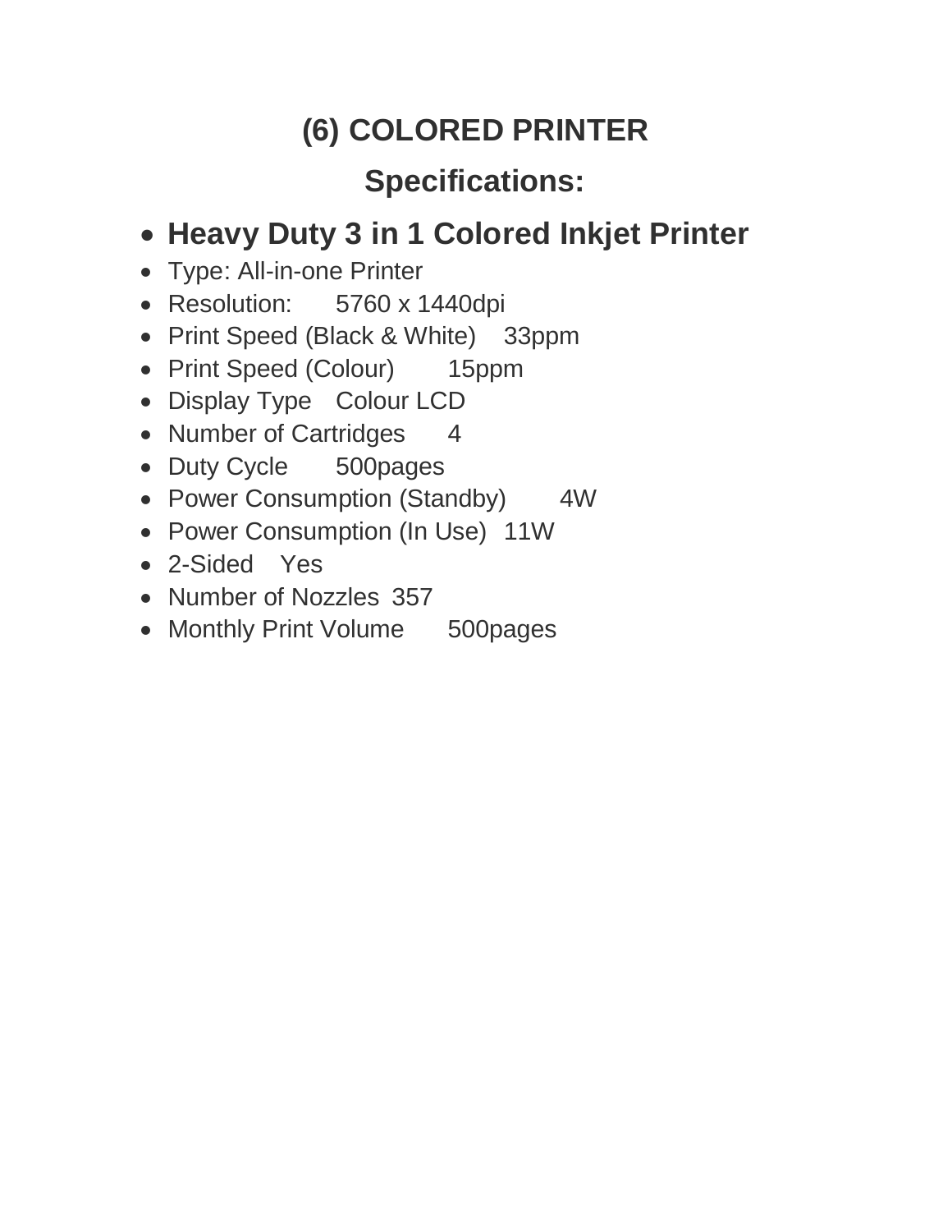## (6) COLORED PRINTER

## Specifications:

- **Heavy Duty 3 in 1 Colored Inkjet Printer**
- Type: All-in-one Printer
- Resolution: 5760 x 1440dpi
- Print Speed (Black & White) 33ppm
- Print Speed (Colour) 15ppm
- Display Type Colour LCD
- Number of Cartridges 4
- Duty Cycle 500pages
- Power Consumption (Standby) 4W
- Power Consumption (In Use) 11W
- 2-Sided Yes
- Number of Nozzles 357
- Monthly Print Volume 500pages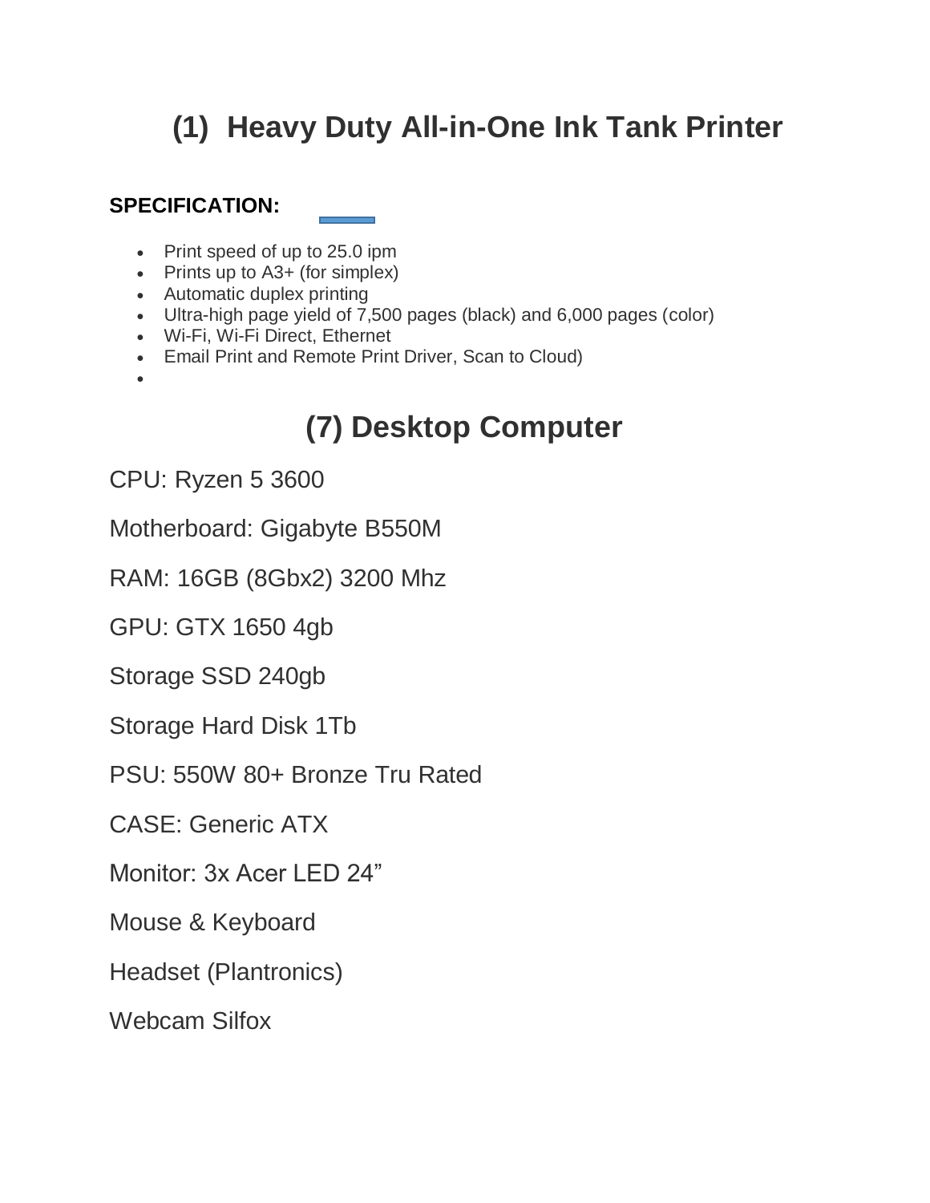# (1) Heavy Duty All-in-One Ink Tank Printer

**SPECIFICATION:**

- Print speed of up to 25.0 ipm
- Prints up to A3+ (for simplex)
- Automatic duplex printing
- Ultra-high page yield of 7,500 pages (black) and 6,000 pages (color)
- Wi-Fi, Wi-Fi Direct, Ethernet
- Email Print and Remote Print Driver, Scan to Cloud)
- 

# (7) Desktop Computer

CPU: Ryzen 5 3600

Motherboard: Gigabyte B550M

RAM: 16GB (8Gbx2) 3200 Mhz

GPU: GTX 1650 4gb

Storage SSD 240gb

Storage Hard Disk 1Tb

PSU: 550W 80+ Bronze Tru Rated

CASE: Generic ATX

Monitor: 3x Acer LED 24”

Mouse & Keyboard

Headset (Plantronics)

Webcam Silfox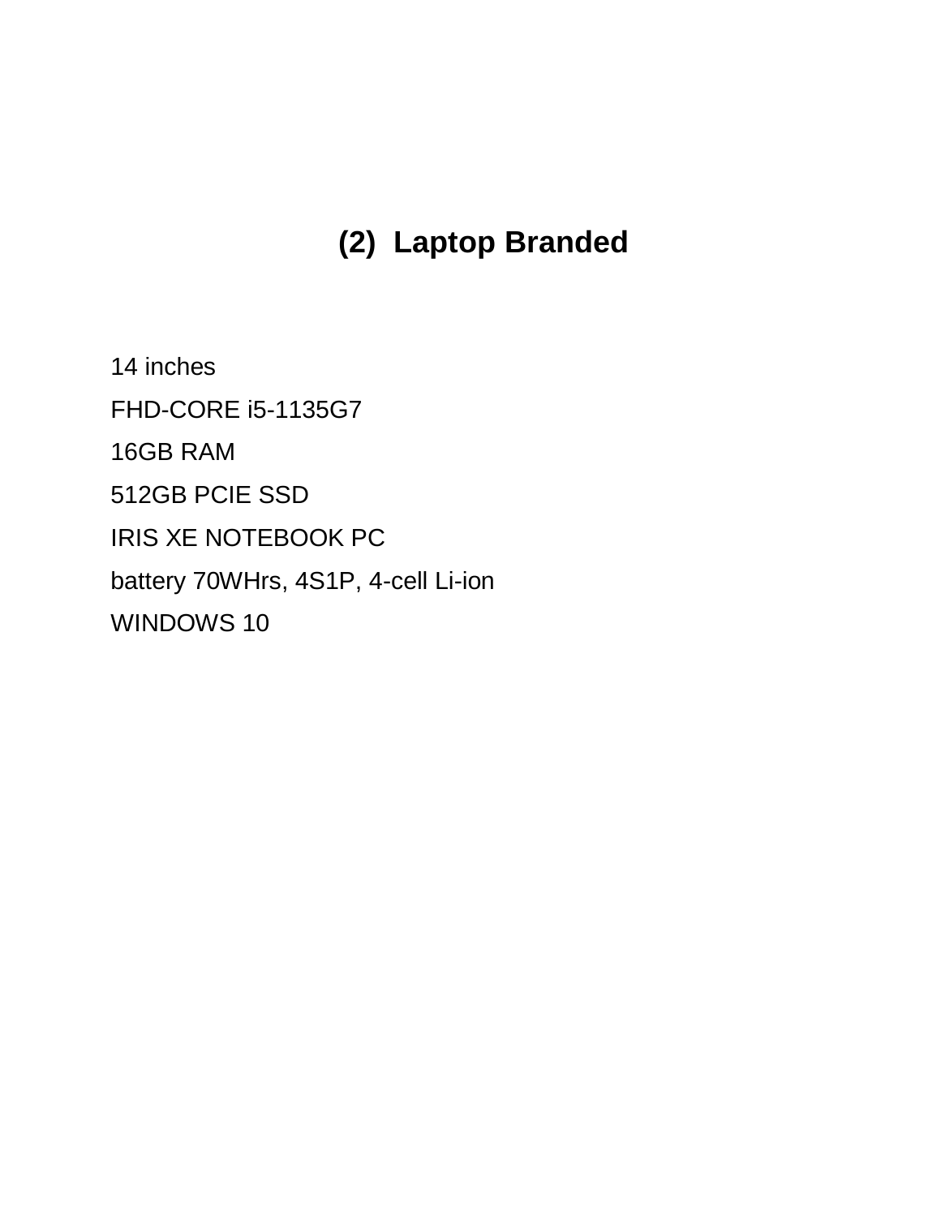## (2) Laptop Branded

14 inches

FHD-CORE i5-1135G7

16GB RAM

512GB PCIE SSD

IRIS XE NOTEBOOK PC

battery 70WHrs, 4S1P, 4-cell Li-ion

WINDOWS 10